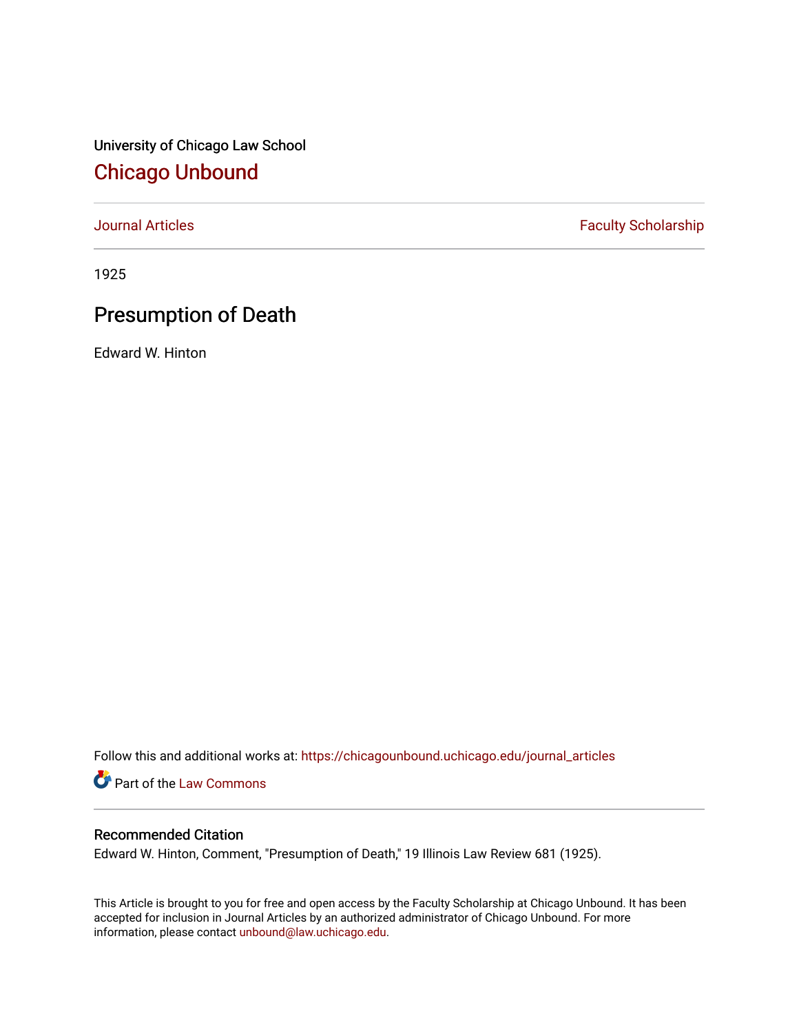University of Chicago Law School

# Chicago Unbound

Journal Articles | Faculty Scholarship

1925

## Presumption of Death

Edward W. Hinton

Follow this and additional works at: https://chicagounbound.uchicago.edu/journal_articles

Part of the Law Commons

### Recommended Citation

Edward W. Hinton, Comment, "Presumption of Death," 19 Illinois Law Review 681 (1925).

This Article is brought to you for free and open access by the Faculty Scholarship at Chicago Unbound. It has been accepted for inclusion in Journal Articles by an authorized administrator of Chicago Unbound. For more information, please contact unbound@law.uchicago.edu.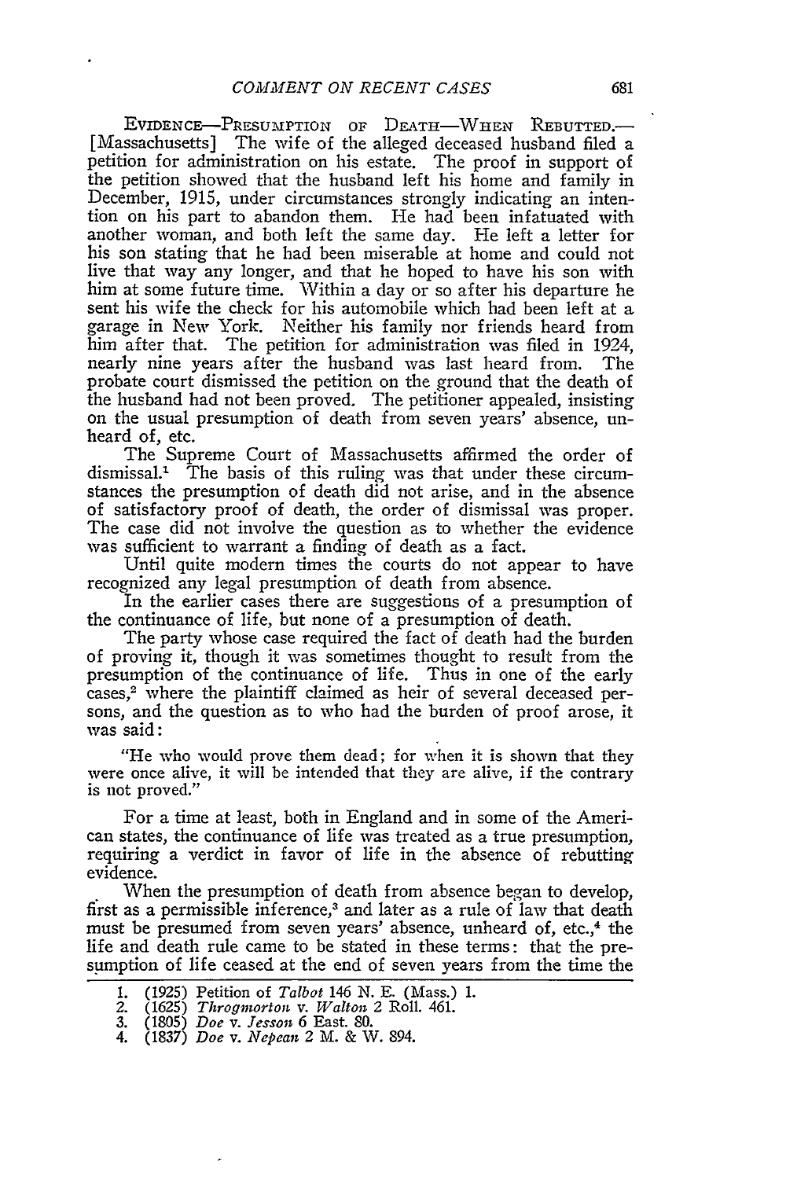EVIDENCE—PRESUMPTION OF DEATH—WHEN REBUTTED.—[Massachusetts] The wife of the alleged deceased husband filed a petition for administration on his estate. The proof in support of the petition showed that the husband left his home and family in December, 1915, under circumstances strongly indicating an intention on his part to abandon them. He had been infatuated with another woman, and both left the same day. He left a letter for his son stating that he had been miserable at home and could not live that way any longer, and that he hoped to have his son with him at some future time. Within a day or so after his departure he sent his wife the check for his automobile which had been left at a garage in New York. Neither his family nor friends heard from him after that. The petition for administration was filed in 1924, nearly nine years after the husband was last heard from. The probate court dismissed the petition on the ground that the death of the husband had not been proved. The petitioner appealed, insisting on the usual presumption of death from seven years' absence, unheard of, etc.

The Supreme Court of Massachusetts affirmed the order of dismissal.[1] The basis of this ruling was that under these circumstances the presumption of death did not arise, and in the absence of satisfactory proof of death, the order of dismissal was proper. The case did not involve the question as to whether the evidence was sufficient to warrant a finding of death as a fact.

Until quite modern times the courts do not appear to have recognized any legal presumption of death from absence.

In the earlier cases there are suggestions of a presumption of the continuance of life, but none of a presumption of death.

The party whose case required the fact of death had the burden of proving it, though it was sometimes thought to result from the presumption of the continuance of life. Thus in one of the early cases,[2] where the plaintiff claimed as heir of several deceased persons, and the question as to who had the burden of proof arose, it was said:

> "He who would prove them dead; for when it is shown that they were once alive, it will be intended that they are alive, if the contrary is not proved."

For a time at least, both in England and in some of the American states, the continuance of life was treated as a true presumption, requiring a verdict in favor of life in the absence of rebutting evidence.

When the presumption of death from absence began to develop, first as a permissible inference,[3] and later as a rule of law that death must be presumed from seven years' absence, unheard of, etc.,[4] the life and death rule came to be stated in these terms: that the presumption of life ceased at the end of seven years from the time the

---

1. (1925) Petition of *Talbot* 146 N. E. (Mass.) 1.
2. (1625) *Throgmorton* v. *Walton* 2 Roll. 461.
3. (1805) *Doe* v. *Jesson* 6 East. 80.
4. (1837) *Doe* v. *Nepean* 2 M. & W. 894.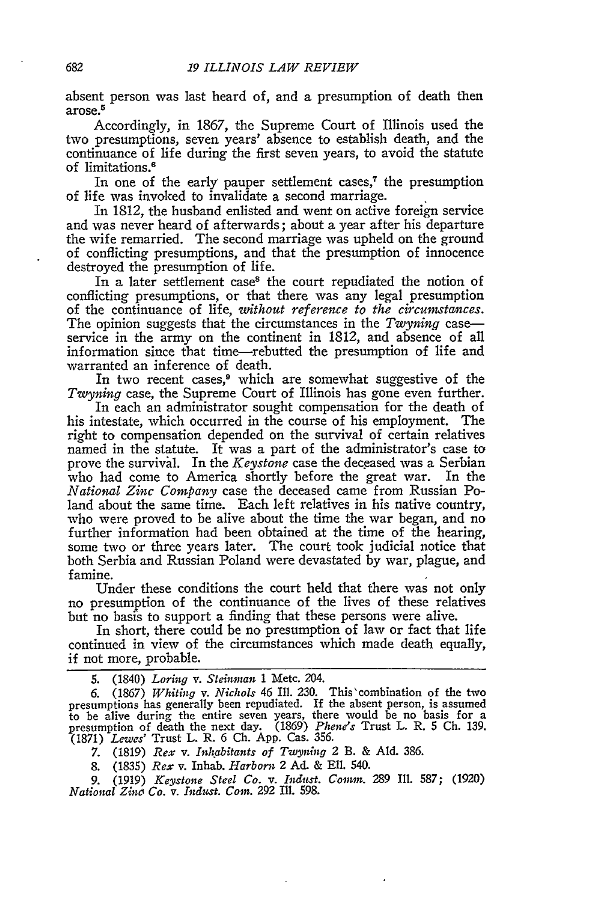absent person was last heard of, and a presumption of death then arose.[5]

Accordingly, in 1867, the Supreme Court of Illinois used the two presumptions, seven years' absence to establish death, and the continuance of life during the first seven years, to avoid the statute of limitations.[6]

In one of the early pauper settlement cases,[7] the presumption of life was invoked to invalidate a second marriage.

In 1812, the husband enlisted and went on active foreign service and was never heard of afterwards; about a year after his departure the wife remarried. The second marriage was upheld on the ground of conflicting presumptions, and that the presumption of innocence destroyed the presumption of life.

In a later settlement case[8] the court repudiated the notion of conflicting presumptions, or that there was any legal presumption of the continuance of life, *without reference to the circumstances.* The opinion suggests that the circumstances in the *Twyning* case—service in the army on the continent in 1812, and absence of all information since that time—rebutted the presumption of life and warranted an inference of death.

In two recent cases,[9] which are somewhat suggestive of the *Twyning* case, the Supreme Court of Illinois has gone even further.

In each an administrator sought compensation for the death of his intestate, which occurred in the course of his employment. The right to compensation depended on the survival of certain relatives named in the statute. It was a part of the administrator's case to prove the survival. In the *Keystone* case the deceased was a Serbian who had come to America shortly before the great war. In the *National Zinc Company* case the deceased came from Russian Poland about the same time. Each left relatives in his native country, who were proved to be alive about the time the war began, and no further information had been obtained at the time of the hearing, some two or three years later. The court took judicial notice that both Serbia and Russian Poland were devastated by war, plague, and famine.

Under these conditions the court held that there was not only no presumption of the continuance of the lives of these relatives but no basis to support a finding that these persons were alive.

In short, there could be no presumption of law or fact that life continued in view of the circumstances which made death equally, if not more, probable.

---

5. (1840) *Loring* v. *Steinman* 1 Metc. 204.

6. (1867) *Whiting* v. *Nichols* 46 Ill. 230. This combination of the two presumptions has generally been repudiated. If the absent person, is assumed to be alive during the entire seven years, there would be no basis for a presumption of death the next day. (1869) *Phene's* Trust L. R. 5 Ch. 139. (1871) *Lewes'* Trust L. R. 6 Ch. App. Cas. 356.

7. (1819) *Rex* v. *Inhabitants of Twyning* 2 B. & Ald. 386.

8. (1835) *Rex* v. Inhab. *Harborn* 2 Ad. & Ell. 540.

9. (1919) *Keystone Steel Co.* v. *Indust. Comm.* 289 Ill. 587; (1920) *National Zinc Co.* v. *Indust. Com.* 292 Ill. 598.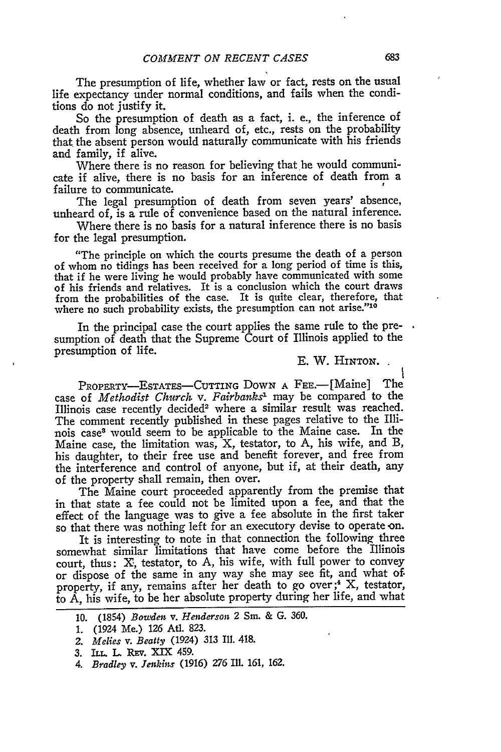The presumption of life, whether law or fact, rests on the usual life expectancy under normal conditions, and fails when the conditions do not justify it.

So the presumption of death as a fact, i. e., the inference of death from long absence, unheard of, etc., rests on the probability that the absent person would naturally communicate with his friends and family, if alive.

Where there is no reason for believing that he would communicate if alive, there is no basis for an inference of death from a failure to communicate.

The legal presumption of death from seven years' absence, unheard of, is a rule of convenience based on the natural inference.

Where there is no basis for a natural inference there is no basis for the legal presumption.

> "The principle on which the courts presume the death of a person of whom no tidings has been received for a long period of time is this, that if he were living he would probably have communicated with some of his friends and relatives. It is a conclusion which the court draws from the probabilities of the case. It is quite clear, therefore, that where no such probability exists, the presumption can not arise."[10]

In the principal case the court applies the same rule to the presumption of death that the Supreme Court of Illinois applied to the presumption of life.

E. W. HINTON.

PROPERTY—ESTATES—CUTTING DOWN A FEE.—[Maine] The case of *Methodist Church* v. *Fairbanks*[1] may be compared to the Illinois case recently decided[2] where a similar result was reached. The comment recently published in these pages relative to the Illinois case[3] would seem to be applicable to the Maine case. In the Maine case, the limitation was, X, testator, to A, his wife, and B, his daughter, to their free use and benefit forever, and free from the interference and control of anyone, but if, at their death, any of the property shall remain, then over.

The Maine court proceeded apparently from the premise that in that state a fee could not be limited upon a fee, and that the effect of the language was to give a fee absolute in the first taker so that there was nothing left for an executory devise to operate on.

It is interesting to note in that connection the following three somewhat similar limitations that have come before the Illinois court, thus: X, testator, to A, his wife, with full power to convey or dispose of the same in any way she may see fit, and what of property, if any, remains after her death to go over;[4] X, testator, to A, his wife, to be her absolute property during her life, and what

10. (1854) *Bowden* v. *Henderson* 2 Sm. & G. 360.

1. (1924 Me.) 126 Atl. 823.
2. *Melies* v. *Beatty* (1924) 313 Ill. 418.
3. ILL. L. REV. XIX 459.
4. *Bradley* v. *Jenkins* (1916) 276 Ill. 161, 162.